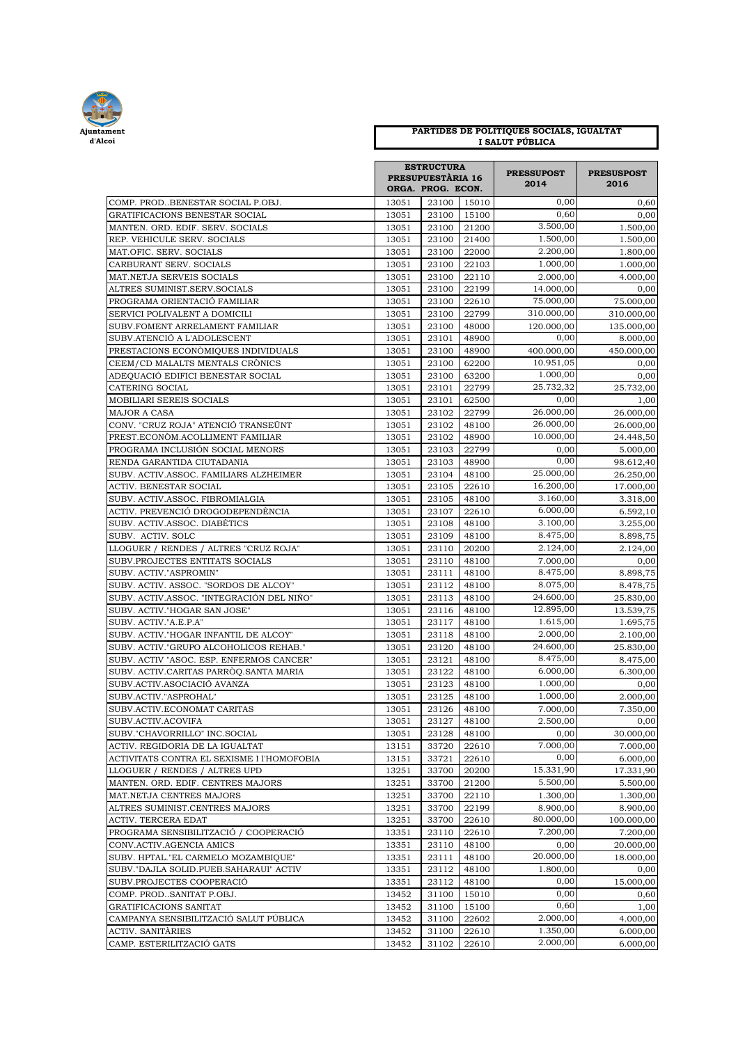Ajuntament d'Alcoi

**PARTIDES DE POLÍTIQUES SOCIALS, IGUALTAT I SALUT PÚBLICA**

| | ESTRUCTURA PRESSUPUESTÀRIA 16 | | | PRESSUPOST 2014 | PRESUSPOST 2016 |
|---|---|---|---|---|---|
| | ORGA. | PROG. | ECON. | | |
| COMP. PROD..BENESTAR SOCIAL P.OBJ. | 13051 | 23100 | 15010 | 0,00 | 0,60 |
| GRATIFICACIONS BENESTAR SOCIAL | 13051 | 23100 | 15100 | 0,60 | 0,00 |
| MANTEN. ORD. EDIF. SERV. SOCIALS | 13051 | 23100 | 21200 | 3.500,00 | 1.500,00 |
| REP. VEHICULE SERV. SOCIALS | 13051 | 23100 | 21400 | 1.500,00 | 1.500,00 |
| MAT.OFIC. SERV. SOCIALS | 13051 | 23100 | 22000 | 2.200,00 | 1.800,00 |
| CARBURANT SERV. SOCIALS | 13051 | 23100 | 22103 | 1.000,00 | 1.000,00 |
| MAT.NETJA SERVEIS SOCIALS | 13051 | 23100 | 22110 | 2.000,00 | 4.000,00 |
| ALTRES SUMINIST.SERV.SOCIALS | 13051 | 23100 | 22199 | 14.000,00 | 0,00 |
| PROGRAMA ORIENTACIÓ FAMILIAR | 13051 | 23100 | 22610 | 75.000,00 | 75.000,00 |
| SERVICI POLIVALENT A DOMICILI | 13051 | 23100 | 22799 | 310.000,00 | 310.000,00 |
| SUBV.FOMENT ARRELAMENT FAMILIAR | 13051 | 23100 | 48000 | 120.000,00 | 135.000,00 |
| SUBV.ATENCIÓ A L'ADOLESCENT | 13051 | 23101 | 48900 | 0,00 | 8.000,00 |
| PRESTACIONS ECONÒMIQUES INDIVIDUALS | 13051 | 23100 | 48900 | 400.000,00 | 450.000,00 |
| CEEM/CD MALALTS MENTALS CRÒNICS | 13051 | 23100 | 62200 | 10.951,05 | 0,00 |
| ADEQUACIÓ EDIFICI BENESTAR SOCIAL | 13051 | 23100 | 63200 | 1.000,00 | 0,00 |
| CATERING SOCIAL | 13051 | 23101 | 22799 | 25.732,32 | 25.732,00 |
| MOBILIARI SEREIS SOCIALS | 13051 | 23101 | 62500 | 0,00 | 1,00 |
| MAJOR A CASA | 13051 | 23102 | 22799 | 26.000,00 | 26.000,00 |
| CONV. "CRUZ ROJA" ATENCIÓ TRANSEÜNT | 13051 | 23102 | 48100 | 26.000,00 | 26.000,00 |
| PREST.ECONÒM.ACOLLIMENT FAMILIAR | 13051 | 23102 | 48900 | 10.000,00 | 24.448,50 |
| PROGRAMA INCLUSIÓN SOCIAL MENORS | 13051 | 23103 | 22799 | 0,00 | 5.000,00 |
| RENDA GARANTIDA CIUTADANIA | 13051 | 23103 | 48900 | 0,00 | 98.612,40 |
| SUBV. ACTIV.ASSOC. FAMILIARS ALZHEIMER | 13051 | 23104 | 48100 | 25.000,00 | 26.250,00 |
| ACTIV. BENESTAR SOCIAL | 13051 | 23105 | 22610 | 16.200,00 | 17.000,00 |
| SUBV. ACTIV.ASSOC. FIBROMIALGIA | 13051 | 23105 | 48100 | 3.160,00 | 3.318,00 |
| ACTIV. PREVENCIÓ DROGODEPENDÈNCIA | 13051 | 23107 | 22610 | 6.000,00 | 6.592,10 |
| SUBV. ACTIV.ASSOC. DIABÈTICS | 13051 | 23108 | 48100 | 3.100,00 | 3.255,00 |
| SUBV. ACTIV. SOLC | 13051 | 23109 | 48100 | 8.475,00 | 8.898,75 |
| LLOGUER / RENDES / ALTRES "CRUZ ROJA" | 13051 | 23110 | 20200 | 2.124,00 | 2.124,00 |
| SUBV.PROJECTES ENTITATS SOCIALS | 13051 | 23110 | 48100 | 7.000,00 | 0,00 |
| SUBV. ACTIV."ASPROMIN" | 13051 | 23111 | 48100 | 8.475,00 | 8.898,75 |
| SUBV. ACTIV. ASSOC. "SORDOS DE ALCOY" | 13051 | 23112 | 48100 | 8.075,00 | 8.478,75 |
| SUBV. ACTIV.ASSOC. "INTEGRACIÓN DEL NIÑO" | 13051 | 23113 | 48100 | 24.600,00 | 25.830,00 |
| SUBV. ACTIV."HOGAR SAN JOSE" | 13051 | 23116 | 48100 | 12.895,00 | 13.539,75 |
| SUBV. ACTIV."A.E.P.A" | 13051 | 23117 | 48100 | 1.615,00 | 1.695,75 |
| SUBV. ACTIV."HOGAR INFANTIL DE ALCOY" | 13051 | 23118 | 48100 | 2.000,00 | 2.100,00 |
| SUBV. ACTIV."GRUPO ALCOHOLICOS REHAB." | 13051 | 23120 | 48100 | 24.600,00 | 25.830,00 |
| SUBV. ACTIV "ASOC. ESP. ENFERMOS CANCER" | 13051 | 23121 | 48100 | 8.475,00 | 8.475,00 |
| SUBV. ACTIV.CARITAS PARRÒQ.SANTA MARIA | 13051 | 23122 | 48100 | 6.000,00 | 6.300,00 |
| SUBV.ACTIV.ASOCIACIÓ AVANZA | 13051 | 23123 | 48100 | 1.000,00 | 0,00 |
| SUBV.ACTIV."ASPROHAL" | 13051 | 23125 | 48100 | 1.000,00 | 2.000,00 |
| SUBV.ACTIV.ECONOMAT CARITAS | 13051 | 23126 | 48100 | 7.000,00 | 7.350,00 |
| SUBV.ACTIV.ACOVIFA | 13051 | 23127 | 48100 | 2.500,00 | 0,00 |
| SUBV."CHAVORRILLO" INC.SOCIAL | 13051 | 23128 | 48100 | 0,00 | 30.000,00 |
| ACTIV. REGIDORIA DE LA IGUALTAT | 13151 | 33720 | 22610 | 7.000,00 | 7.000,00 |
| ACTIVITATS CONTRA EL SEXISME I l'HOMOFOBIA | 13151 | 33721 | 22610 | 0,00 | 6.000,00 |
| LLOGUER / RENDES / ALTRES UPD | 13251 | 33700 | 20200 | 15.331,90 | 17.331,90 |
| MANTEN. ORD. EDIF. CENTRES MAJORS | 13251 | 33700 | 21200 | 5.500,00 | 5.500,00 |
| MAT.NETJA CENTRES MAJORS | 13251 | 33700 | 22110 | 1.300,00 | 1.300,00 |
| ALTRES SUMINIST.CENTRES MAJORS | 13251 | 33700 | 22199 | 8.900,00 | 8.900,00 |
| ACTIV. TERCERA EDAT | 13251 | 33700 | 22610 | 80.000,00 | 100.000,00 |
| PROGRAMA SENSIBILITZACIÓ / COOPERACIÓ | 13351 | 23110 | 22610 | 7.200,00 | 7.200,00 |
| CONV.ACTIV.AGENCIA AMICS | 13351 | 23110 | 48100 | 0,00 | 20.000,00 |
| SUBV. HPTAL."EL CARMELO MOZAMBIQUE" | 13351 | 23111 | 48100 | 20.000,00 | 18.000,00 |
| SUBV."DAJLA SOLID.PUEB.SAHARAUI" ACTIV | 13351 | 23112 | 48100 | 1.800,00 | 0,00 |
| SUBV.PROJECTES COOPERACIÓ | 13351 | 23112 | 48100 | 0,00 | 15.000,00 |
| COMP. PROD..SANITAT P.OBJ. | 13452 | 31100 | 15010 | 0,00 | 0,60 |
| GRATIFICACIONS SANITAT | 13452 | 31100 | 15100 | 0,60 | 1,00 |
| CAMPANYA SENSIBILITZACIÓ SALUT PÚBLICA | 13452 | 31100 | 22602 | 2.000,00 | 4.000,00 |
| ACTIV. SANITÀRIES | 13452 | 31100 | 22610 | 1.350,00 | 6.000,00 |
| CAMP. ESTERILITZACIÓ GATS | 13452 | 31102 | 22610 | 2.000,00 | 6.000,00 |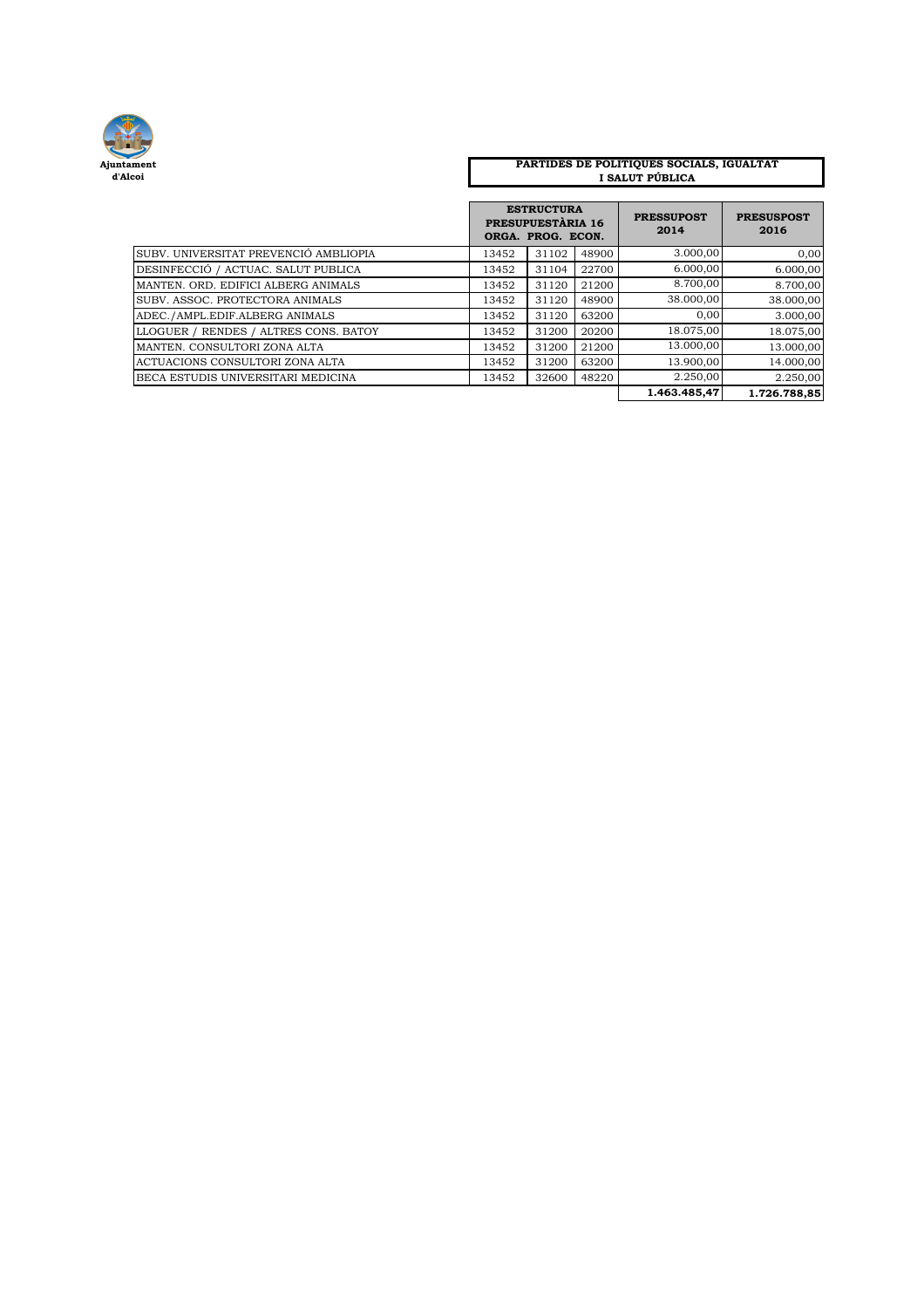Ajuntament d'Alcoi

## PARTIDES DE POLÍTIQUES SOCIALS, IGUALTAT I SALUT PÚBLICA

| | ESTRUCTURA PRESUPUESTÀRIA 16 ORGA. | PROG. | ECON. | PRESSUPOST 2014 | PRESUSPOST 2016 |
|---|---|---|---|---|---|
| SUBV. UNIVERSITAT PREVENCIÓ AMBLIOPIA | 13452 | 31102 | 48900 | 3.000,00 | 0,00 |
| DESINFECCIÓ / ACTUAC. SALUT PUBLICA | 13452 | 31104 | 22700 | 6.000,00 | 6.000,00 |
| MANTEN. ORD. EDIFICI ALBERG ANIMALS | 13452 | 31120 | 21200 | 8.700,00 | 8.700,00 |
| SUBV. ASSOC. PROTECTORA ANIMALS | 13452 | 31120 | 48900 | 38.000,00 | 38.000,00 |
| ADEC./AMPL.EDIF.ALBERG ANIMALS | 13452 | 31120 | 63200 | 0,00 | 3.000,00 |
| LLOGUER / RENDES / ALTRES CONS. BATOY | 13452 | 31200 | 20200 | 18.075,00 | 18.075,00 |
| MANTEN. CONSULTORI ZONA ALTA | 13452 | 31200 | 21200 | 13.000,00 | 13.000,00 |
| ACTUACIONS CONSULTORI ZONA ALTA | 13452 | 31200 | 63200 | 13.900,00 | 14.000,00 |
| BECA ESTUDIS UNIVERSITARI MEDICINA | 13452 | 32600 | 48220 | 2.250,00 | 2.250,00 |
| | | | | **1.463.485,47** | **1.726.788,85** |